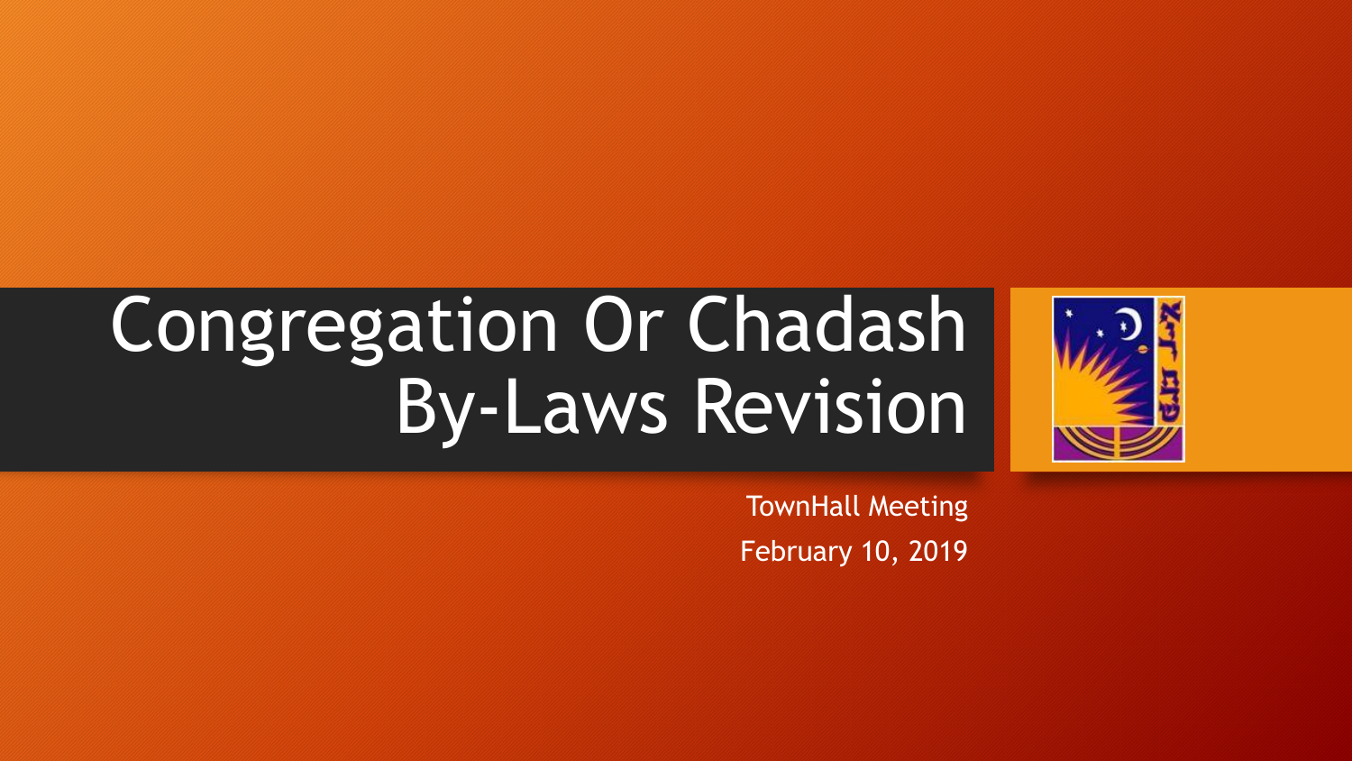# Congregation Or Chadash By-Laws Revision

TownHall Meeting

February 10, 2019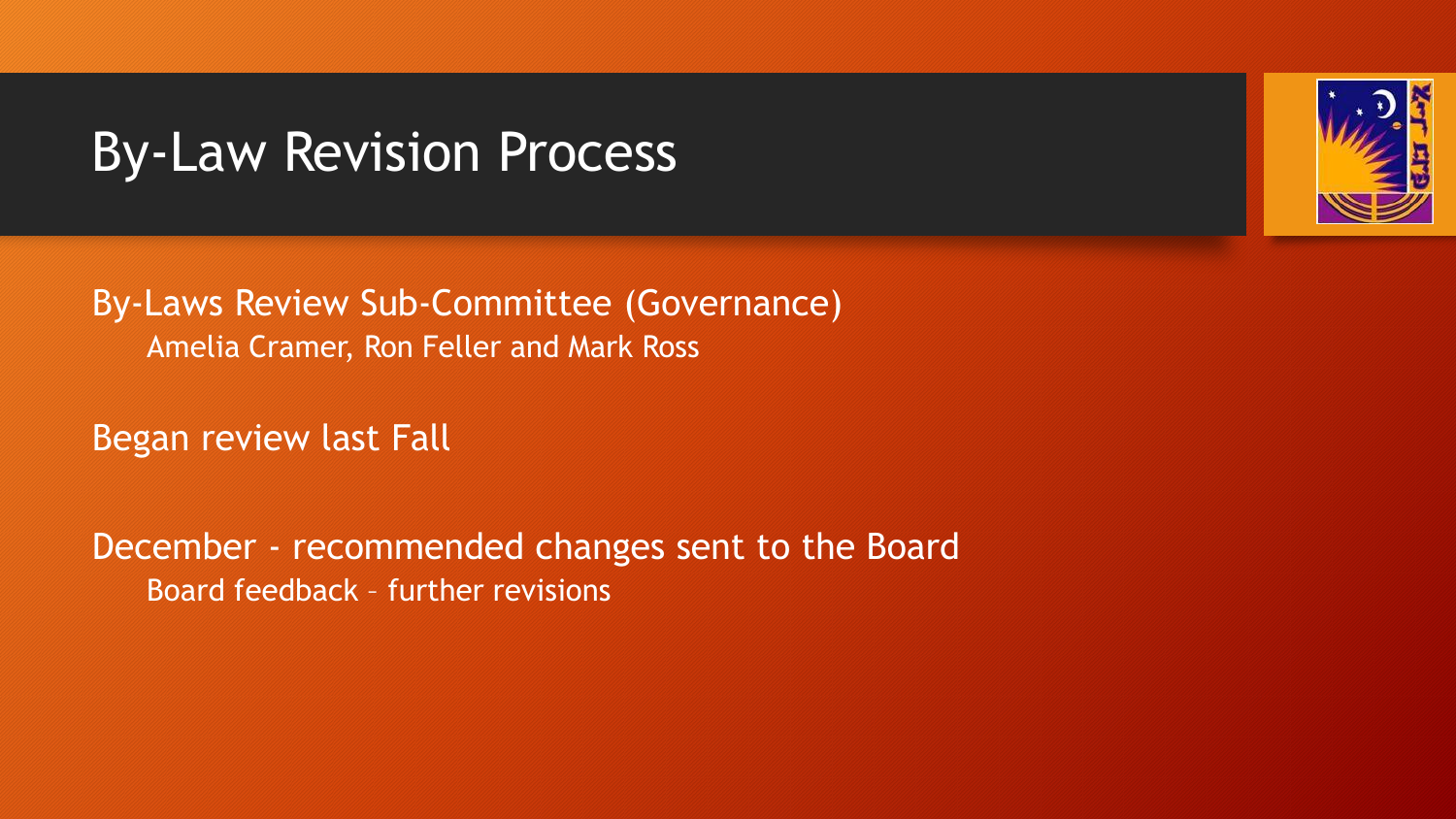# By-Law Revision Process

By-Laws Review Sub-Committee (Governance)

- Amelia Cramer, Ron Feller and Mark Ross

Began review last Fall

December - recommended changes sent to the Board

- Board feedback – further revisions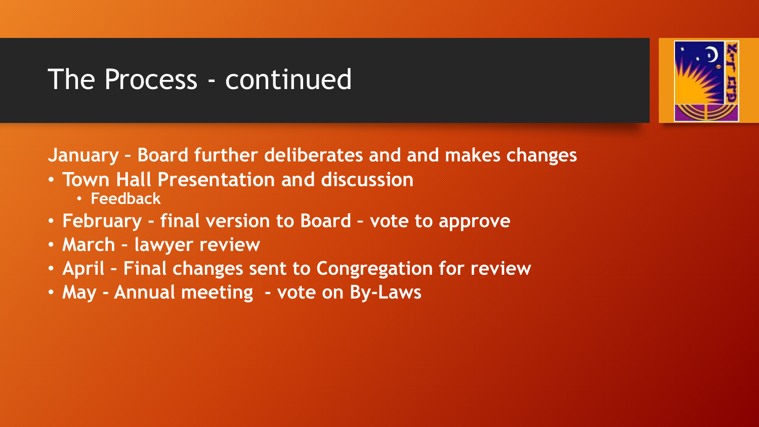# The Process - continued

**January - Board further deliberates and and makes changes**

- **Town Hall Presentation and discussion**
  - **Feedback**
- **February - final version to Board – vote to approve**
- **March – lawyer review**
- **April - Final changes sent to Congregation for review**
- **May - Annual meeting  - vote on By-Laws**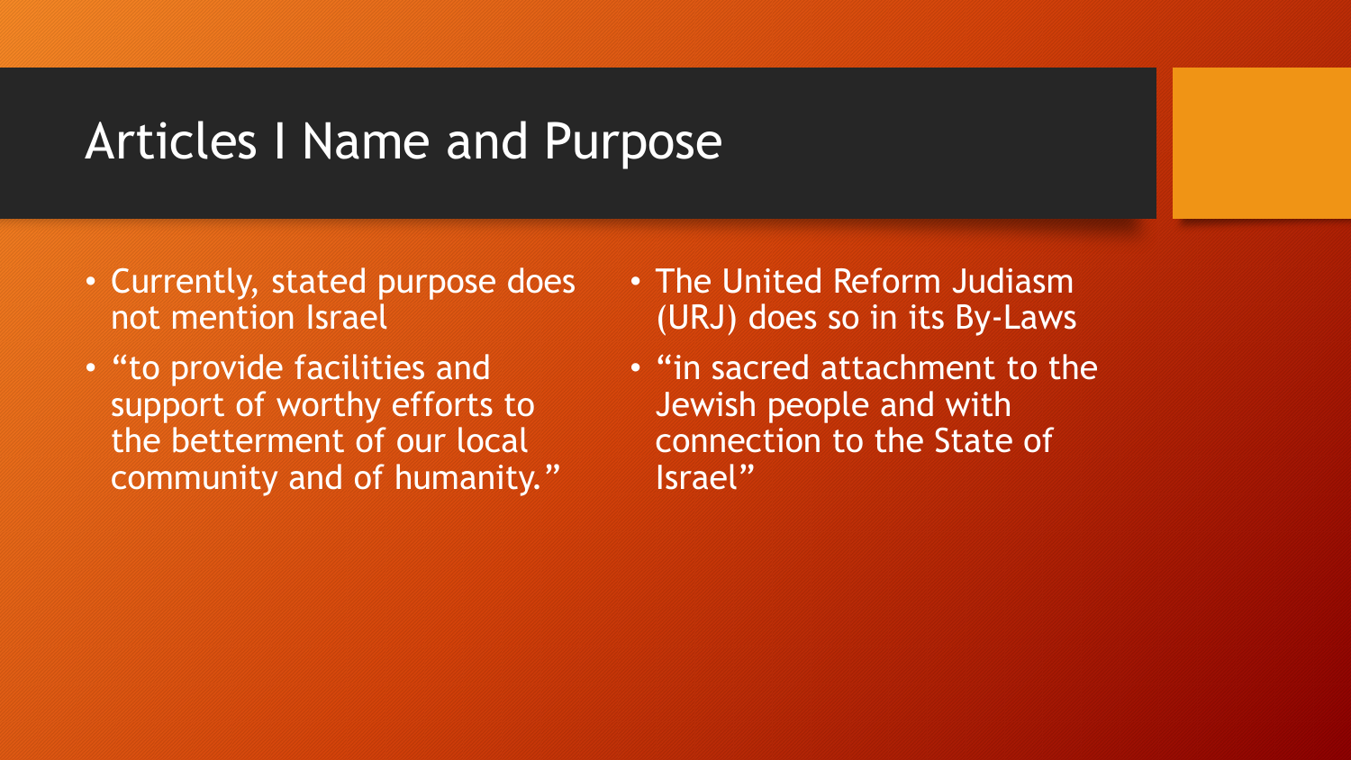# Articles I Name and Purpose

- Currently, stated purpose does not mention Israel
- “to provide facilities and support of worthy efforts to the betterment of our local community and of humanity.”

- The United Reform Judiasm (URJ) does so in its By-Laws
- “in sacred attachment to the Jewish people and with connection to the State of Israel”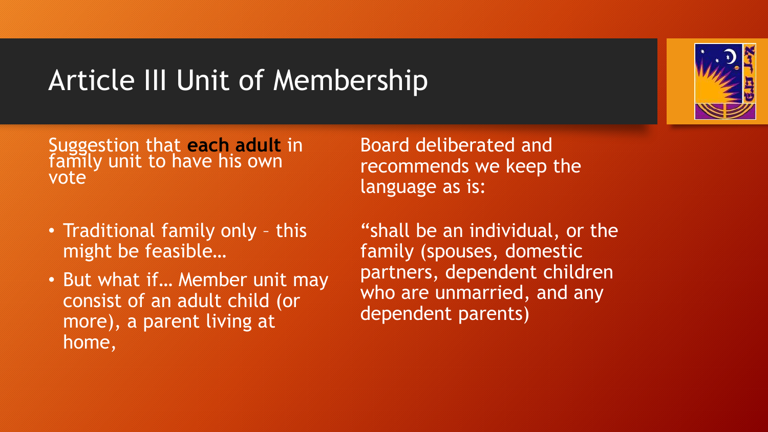# Article III Unit of Membership

Suggestion that **each adult** in family unit to have his own vote

- Traditional family only – this might be feasible…
- But what if… Member unit may consist of an adult child (or more), a parent living at home,

Board deliberated and recommends we keep the language as is:

"shall be an individual, or the family (spouses, domestic partners, dependent children who are unmarried, and any dependent parents)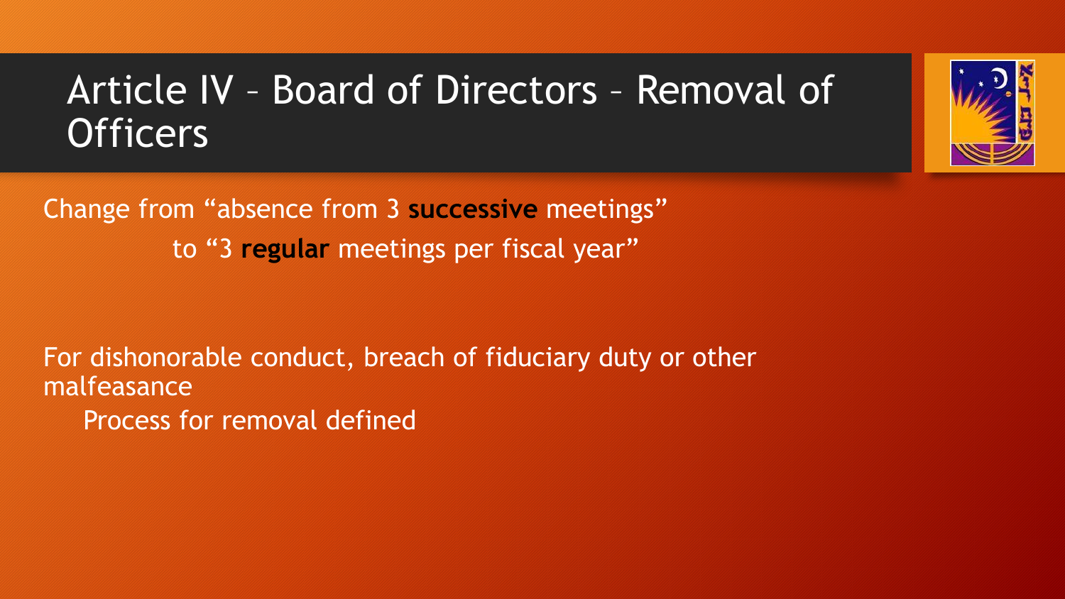# Article IV – Board of Directors – Removal of Officers

Change from "absence from 3 **successive** meetings"
to "3 **regular** meetings per fiscal year"

For dishonorable conduct, breach of fiduciary duty or other malfeasance

Process for removal defined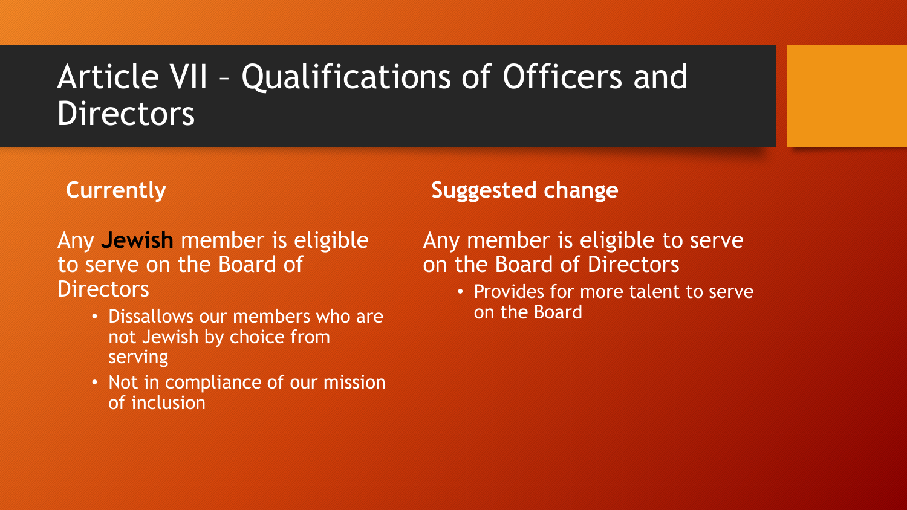# Article VII – Qualifications of Officers and Directors

**Currently**

Any **Jewish** member is eligible to serve on the Board of Directors

- Dissallows our members who are not Jewish by choice from serving
- Not in compliance of our mission of inclusion

**Suggested change**

Any member is eligible to serve on the Board of Directors

- Provides for more talent to serve on the Board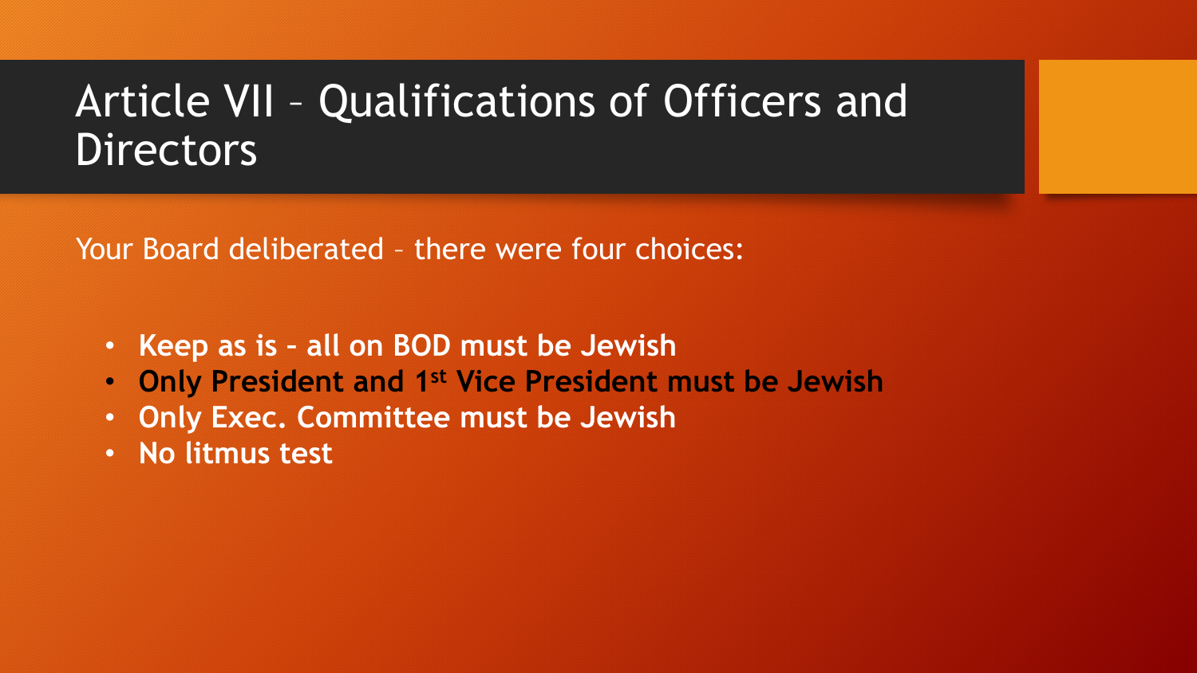# Article VII – Qualifications of Officers and Directors

Your Board deliberated – there were four choices:

- **Keep as is - all on BOD must be Jewish**
- **Only President and 1st Vice President must be Jewish**
- **Only Exec. Committee must be Jewish**
- **No litmus test**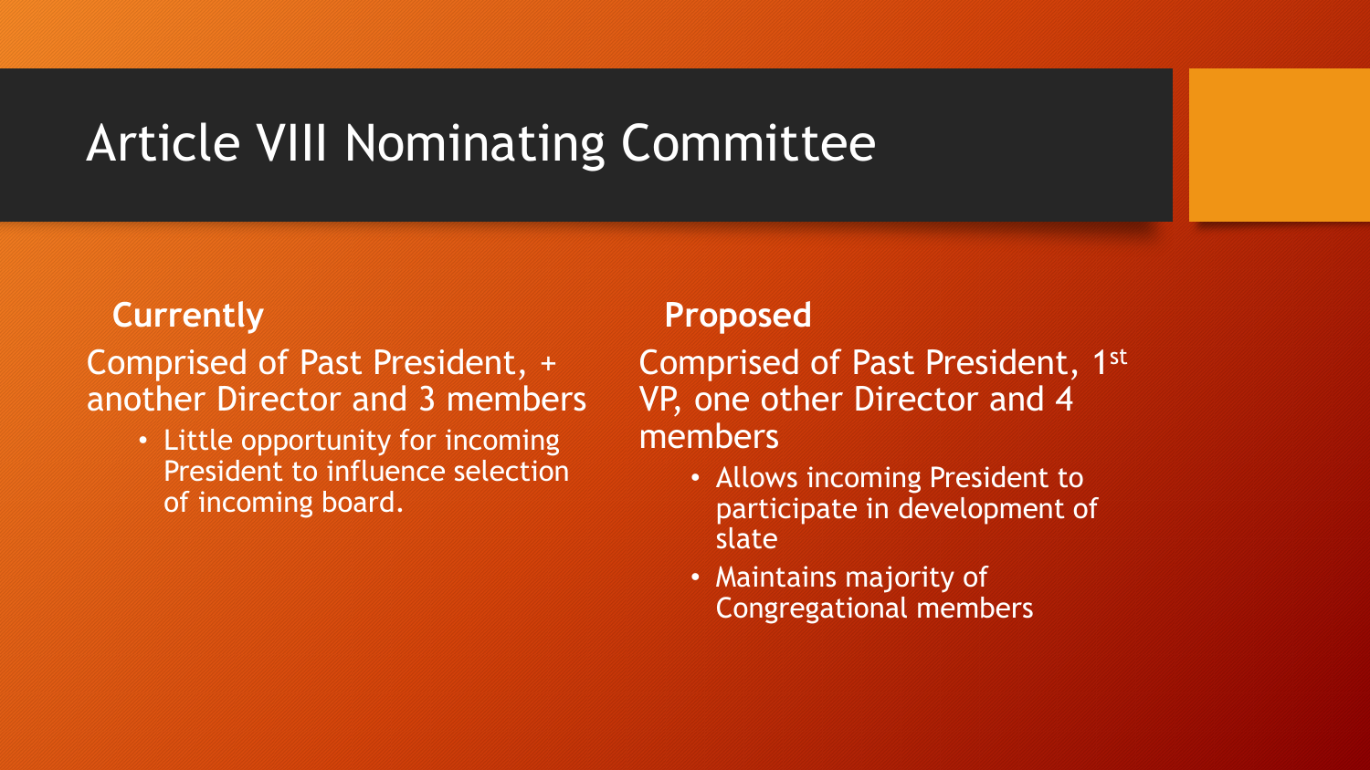# Article VIII Nominating Committee

**Currently**

Comprised of Past President, + another Director and 3 members

- Little opportunity for incoming President to influence selection of incoming board.

**Proposed**

Comprised of Past President, 1st VP, one other Director and 4 members

- Allows incoming President to participate in development of slate
- Maintains majority of Congregational members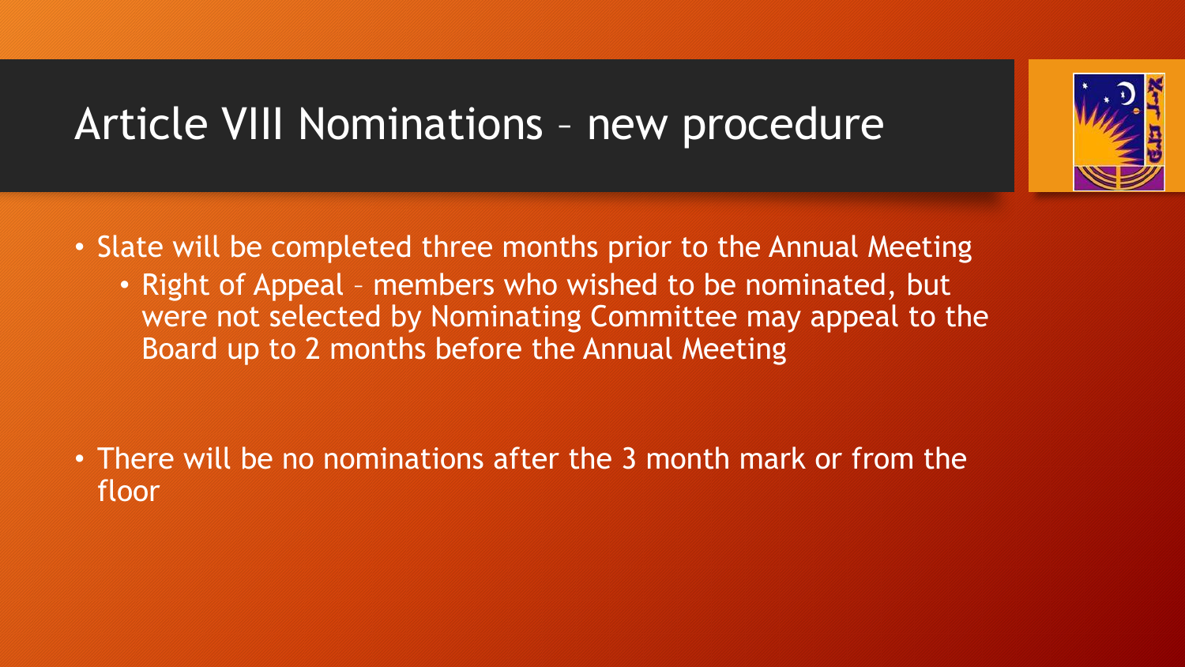# Article VIII Nominations – new procedure

- Slate will be completed three months prior to the Annual Meeting
  - Right of Appeal – members who wished to be nominated, but were not selected by Nominating Committee may appeal to the Board up to 2 months before the Annual Meeting

- There will be no nominations after the 3 month mark or from the floor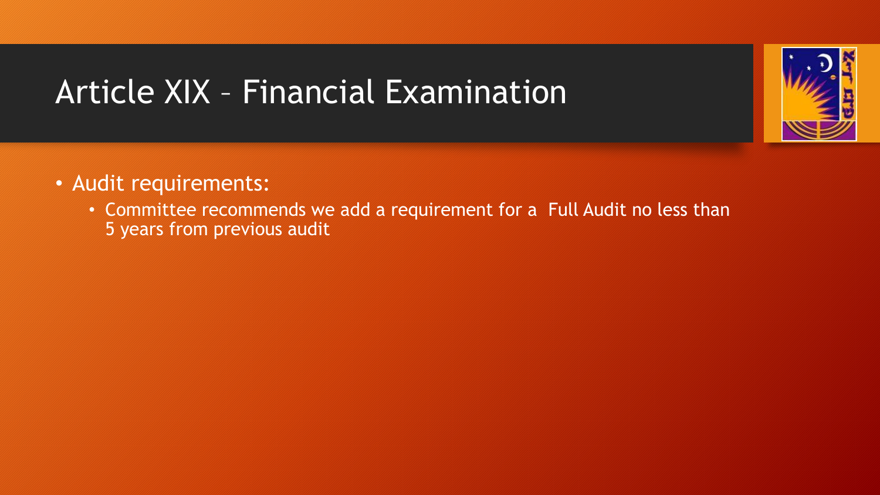# Article XIX – Financial Examination

- Audit requirements:
  - Committee recommends we add a requirement for a Full Audit no less than 5 years from previous audit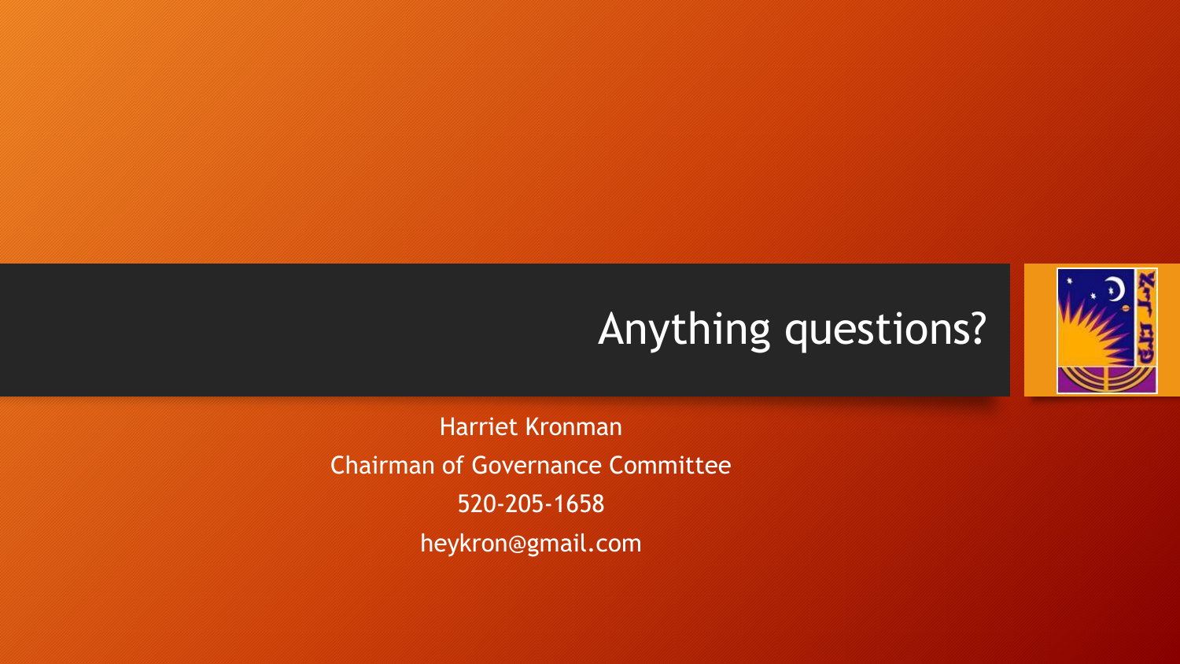# Anything questions?

Harriet Kronman

Chairman of Governance Committee

520-205-1658

heykron@gmail.com